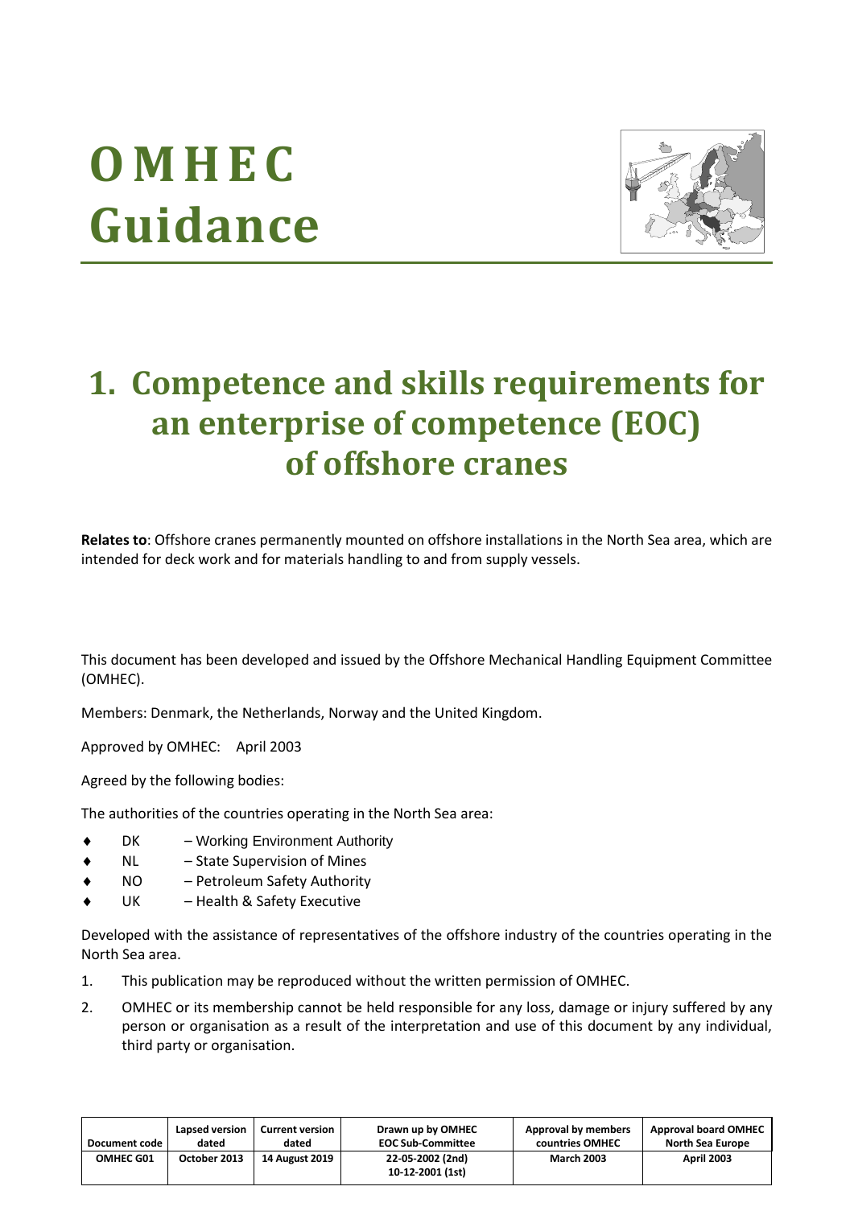# OMHEC Guidance

# 1. Competence and skills requirements for an enterprise of competence (EOC) of offshore cranes

**Relates to**: Offshore cranes permanently mounted on offshore installations in the North Sea area, which are intended for deck work and for materials handling to and from supply vessels.

This document has been developed and issued by the Offshore Mechanical Handling Equipment Committee (OMHEC).

Members: Denmark, the Netherlands, Norway and the United Kingdom.

Approved by OMHEC: April 2003

Agreed by the following bodies:

The authorities of the countries operating in the North Sea area:

- DK – Working Environment Authority
- NL – State Supervision of Mines
- NO – Petroleum Safety Authority
- UK – Health & Safety Executive

Developed with the assistance of representatives of the offshore industry of the countries operating in the North Sea area.

1. This publication may be reproduced without the written permission of OMHEC.
2. OMHEC or its membership cannot be held responsible for any loss, damage or injury suffered by any person or organisation as a result of the interpretation and use of this document by any individual, third party or organisation.

| Document code | Lapsed version dated | Current version dated | Drawn up by OMHEC EOC Sub-Committee | Approval by members countries OMHEC | Approval board OMHEC North Sea Europe |
|---|---|---|---|---|---|
| OMHEC G01 | October 2013 | 14 August 2019 | 22-05-2002 (2nd) 10-12-2001 (1st) | March 2003 | April 2003 |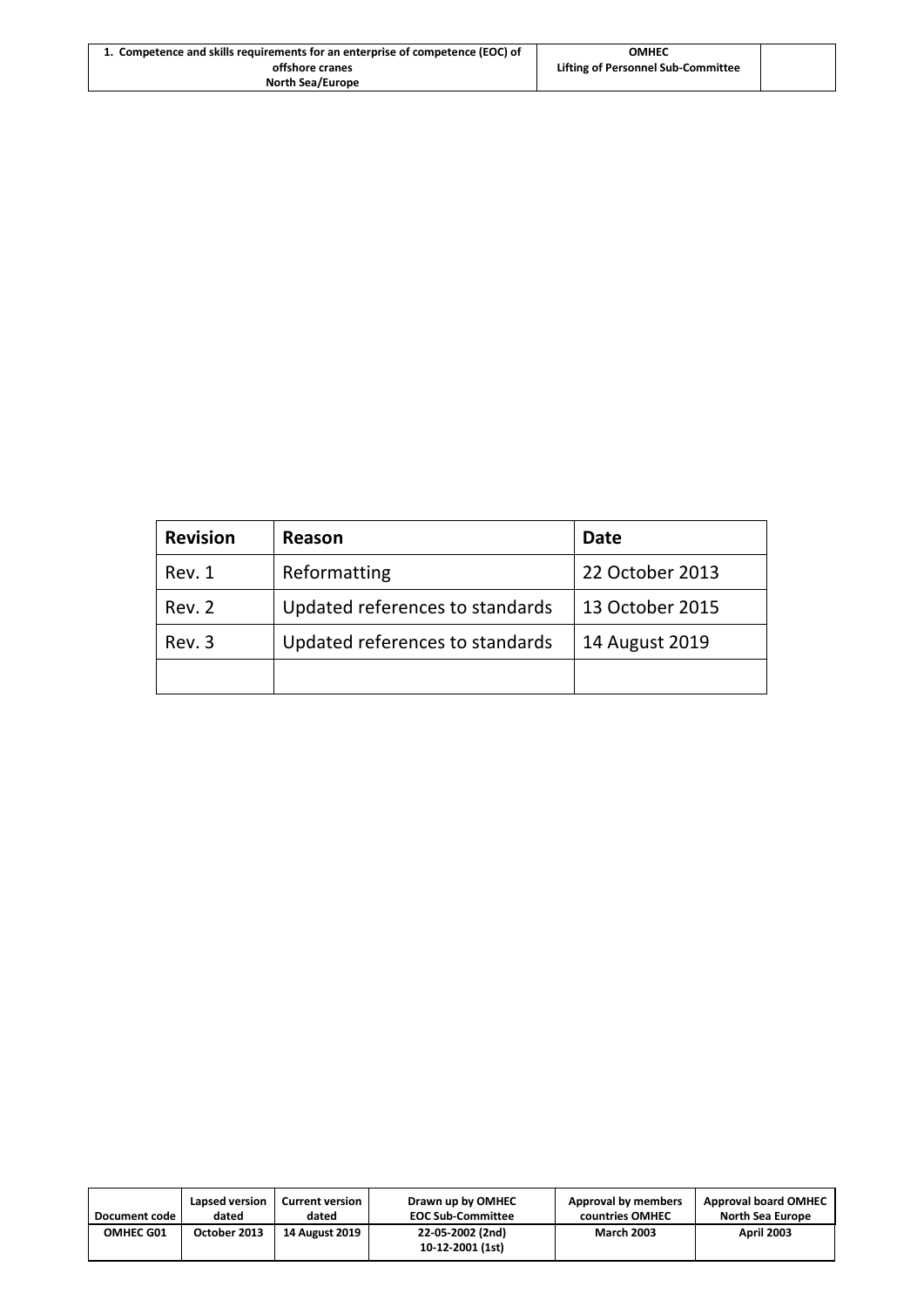| Revision | Reason | Date |
| --- | --- | --- |
| Rev. 1 | Reformatting | 22 October 2013 |
| Rev. 2 | Updated references to standards | 13 October 2015 |
| Rev. 3 | Updated references to standards | 14 August 2019 |
| | | |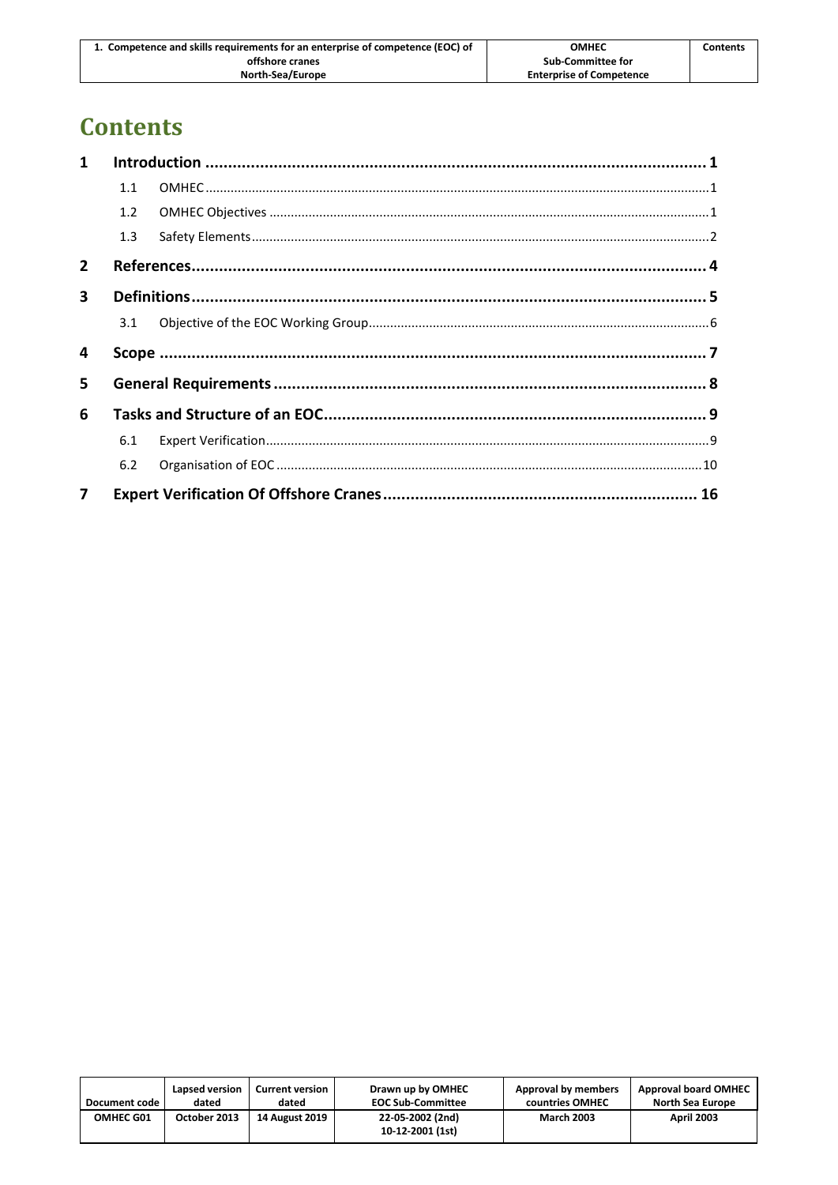# Contents

1 Introduction ..... 1
   1.1 OMHEC ..... 1
   1.2 OMHEC Objectives ..... 1
   1.3 Safety Elements ..... 2
2 References ..... 4
3 Definitions ..... 5
   3.1 Objective of the EOC Working Group ..... 6
4 Scope ..... 7
5 General Requirements ..... 8
6 Tasks and Structure of an EOC ..... 9
   6.1 Expert Verification ..... 9
   6.2 Organisation of EOC ..... 10
7 Expert Verification Of Offshore Cranes ..... 16

| Document code | Lapsed version dated | Current version dated | Drawn up by OMHEC EOC Sub-Committee | Approval by members countries OMHEC | Approval board OMHEC North Sea Europe |
| --- | --- | --- | --- | --- | --- |
| OMHEC G01 | October 2013 | 14 August 2019 | 22-05-2002 (2nd) 10-12-2001 (1st) | March 2003 | April 2003 |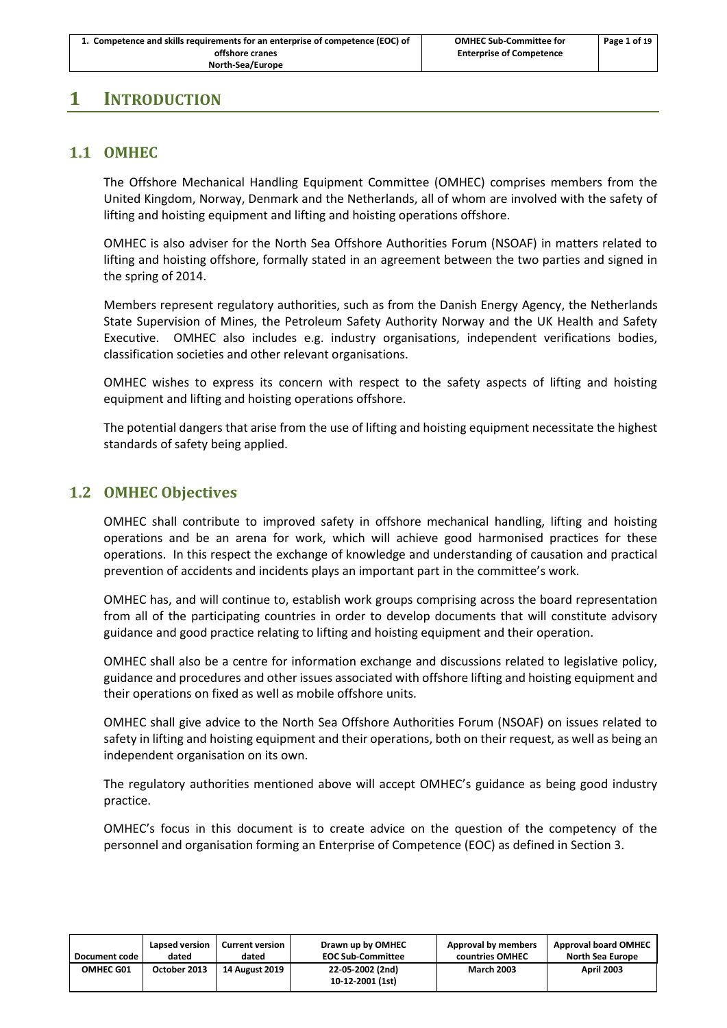# 1 INTRODUCTION

## 1.1 OMHEC

The Offshore Mechanical Handling Equipment Committee (OMHEC) comprises members from the United Kingdom, Norway, Denmark and the Netherlands, all of whom are involved with the safety of lifting and hoisting equipment and lifting and hoisting operations offshore.

OMHEC is also adviser for the North Sea Offshore Authorities Forum (NSOAF) in matters related to lifting and hoisting offshore, formally stated in an agreement between the two parties and signed in the spring of 2014.

Members represent regulatory authorities, such as from the Danish Energy Agency, the Netherlands State Supervision of Mines, the Petroleum Safety Authority Norway and the UK Health and Safety Executive. OMHEC also includes e.g. industry organisations, independent verifications bodies, classification societies and other relevant organisations.

OMHEC wishes to express its concern with respect to the safety aspects of lifting and hoisting equipment and lifting and hoisting operations offshore.

The potential dangers that arise from the use of lifting and hoisting equipment necessitate the highest standards of safety being applied.

## 1.2 OMHEC Objectives

OMHEC shall contribute to improved safety in offshore mechanical handling, lifting and hoisting operations and be an arena for work, which will achieve good harmonised practices for these operations. In this respect the exchange of knowledge and understanding of causation and practical prevention of accidents and incidents plays an important part in the committee's work.

OMHEC has, and will continue to, establish work groups comprising across the board representation from all of the participating countries in order to develop documents that will constitute advisory guidance and good practice relating to lifting and hoisting equipment and their operation.

OMHEC shall also be a centre for information exchange and discussions related to legislative policy, guidance and procedures and other issues associated with offshore lifting and hoisting equipment and their operations on fixed as well as mobile offshore units.

OMHEC shall give advice to the North Sea Offshore Authorities Forum (NSOAF) on issues related to safety in lifting and hoisting equipment and their operations, both on their request, as well as being an independent organisation on its own.

The regulatory authorities mentioned above will accept OMHEC's guidance as being good industry practice.

OMHEC's focus in this document is to create advice on the question of the competency of the personnel and organisation forming an Enterprise of Competence (EOC) as defined in Section 3.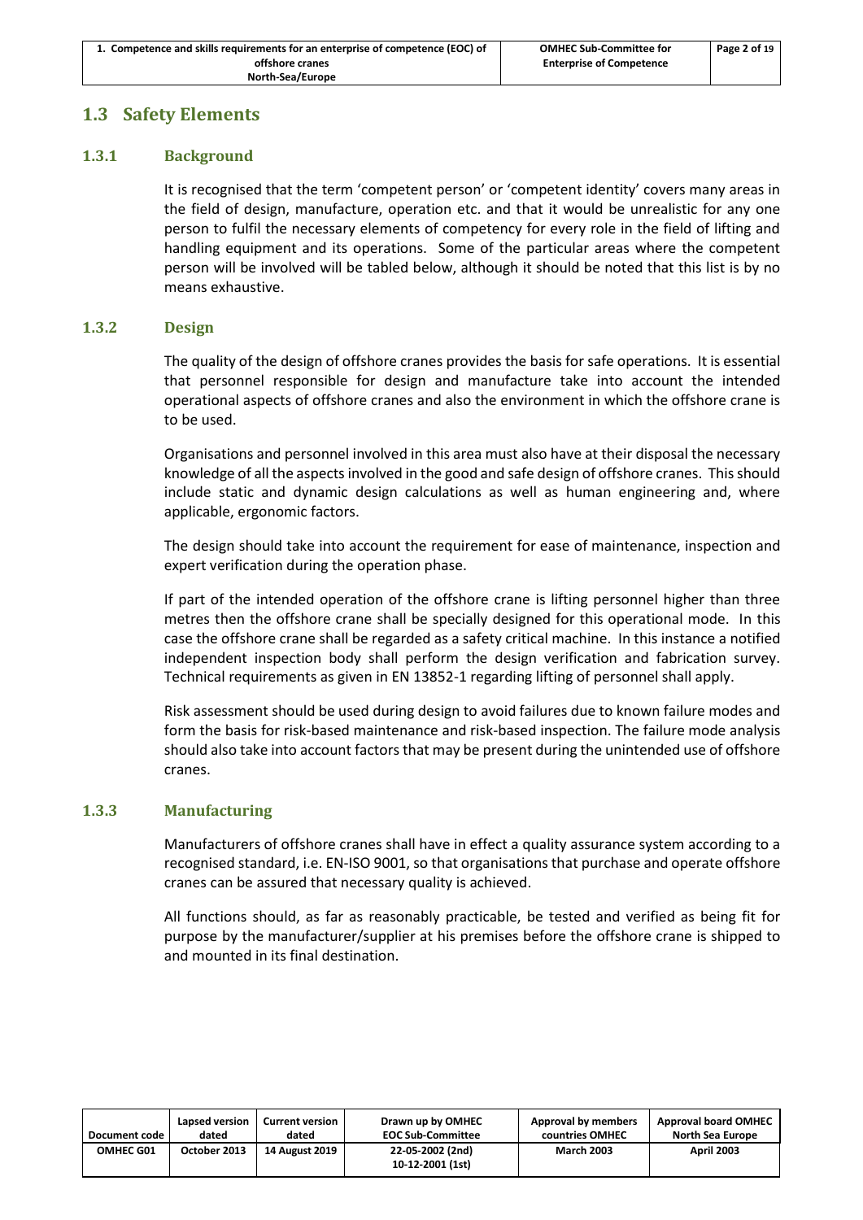## 1.3 Safety Elements

### 1.3.1 Background

It is recognised that the term 'competent person' or 'competent identity' covers many areas in the field of design, manufacture, operation etc. and that it would be unrealistic for any one person to fulfil the necessary elements of competency for every role in the field of lifting and handling equipment and its operations. Some of the particular areas where the competent person will be involved will be tabled below, although it should be noted that this list is by no means exhaustive.

### 1.3.2 Design

The quality of the design of offshore cranes provides the basis for safe operations. It is essential that personnel responsible for design and manufacture take into account the intended operational aspects of offshore cranes and also the environment in which the offshore crane is to be used.

Organisations and personnel involved in this area must also have at their disposal the necessary knowledge of all the aspects involved in the good and safe design of offshore cranes. This should include static and dynamic design calculations as well as human engineering and, where applicable, ergonomic factors.

The design should take into account the requirement for ease of maintenance, inspection and expert verification during the operation phase.

If part of the intended operation of the offshore crane is lifting personnel higher than three metres then the offshore crane shall be specially designed for this operational mode. In this case the offshore crane shall be regarded as a safety critical machine. In this instance a notified independent inspection body shall perform the design verification and fabrication survey. Technical requirements as given in EN 13852-1 regarding lifting of personnel shall apply.

Risk assessment should be used during design to avoid failures due to known failure modes and form the basis for risk-based maintenance and risk-based inspection. The failure mode analysis should also take into account factors that may be present during the unintended use of offshore cranes.

### 1.3.3 Manufacturing

Manufacturers of offshore cranes shall have in effect a quality assurance system according to a recognised standard, i.e. EN-ISO 9001, so that organisations that purchase and operate offshore cranes can be assured that necessary quality is achieved.

All functions should, as far as reasonably practicable, be tested and verified as being fit for purpose by the manufacturer/supplier at his premises before the offshore crane is shipped to and mounted in its final destination.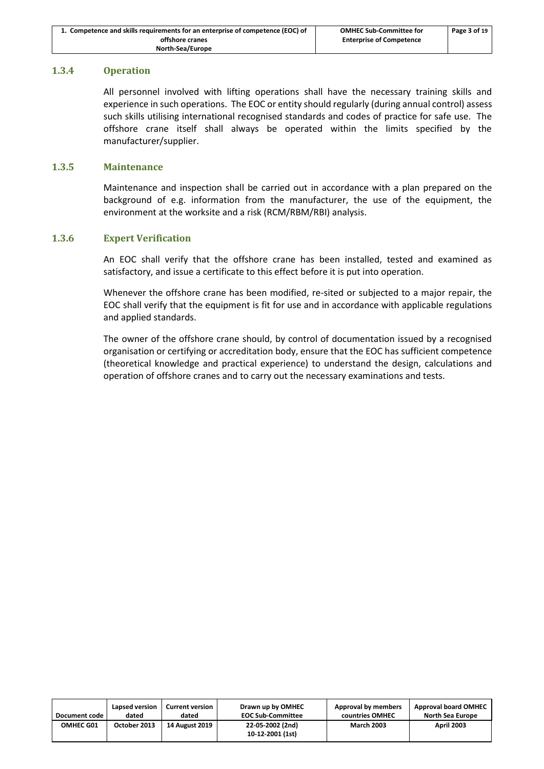### 1.3.4 Operation

All personnel involved with lifting operations shall have the necessary training skills and experience in such operations. The EOC or entity should regularly (during annual control) assess such skills utilising international recognised standards and codes of practice for safe use. The offshore crane itself shall always be operated within the limits specified by the manufacturer/supplier.

### 1.3.5 Maintenance

Maintenance and inspection shall be carried out in accordance with a plan prepared on the background of e.g. information from the manufacturer, the use of the equipment, the environment at the worksite and a risk (RCM/RBM/RBI) analysis.

### 1.3.6 Expert Verification

An EOC shall verify that the offshore crane has been installed, tested and examined as satisfactory, and issue a certificate to this effect before it is put into operation.

Whenever the offshore crane has been modified, re-sited or subjected to a major repair, the EOC shall verify that the equipment is fit for use and in accordance with applicable regulations and applied standards.

The owner of the offshore crane should, by control of documentation issued by a recognised organisation or certifying or accreditation body, ensure that the EOC has sufficient competence (theoretical knowledge and practical experience) to understand the design, calculations and operation of offshore cranes and to carry out the necessary examinations and tests.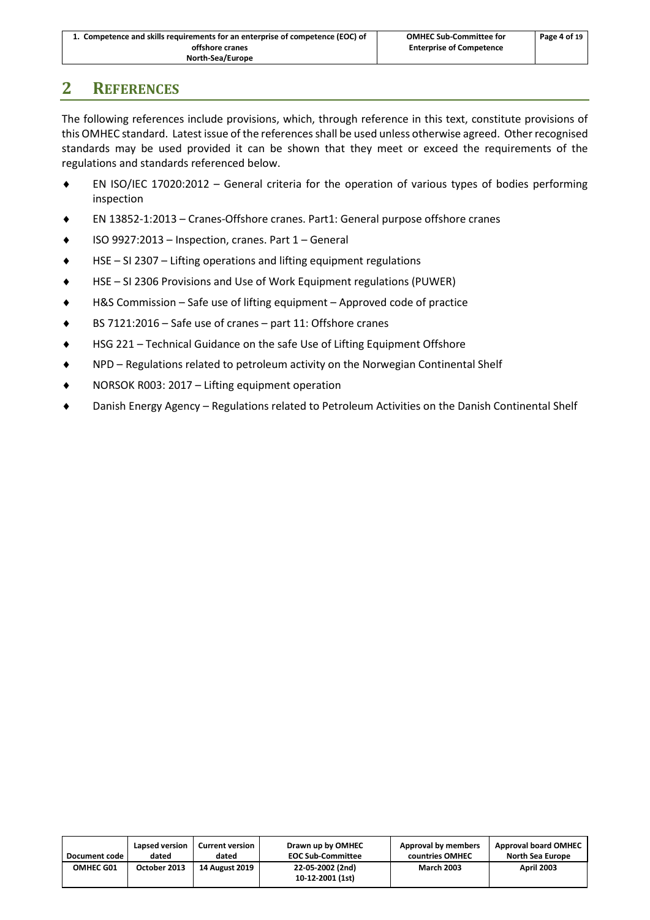# 2 REFERENCES

The following references include provisions, which, through reference in this text, constitute provisions of this OMHEC standard. Latest issue of the references shall be used unless otherwise agreed. Other recognised standards may be used provided it can be shown that they meet or exceed the requirements of the regulations and standards referenced below.

- EN ISO/IEC 17020:2012 – General criteria for the operation of various types of bodies performing inspection
- EN 13852-1:2013 – Cranes-Offshore cranes. Part1: General purpose offshore cranes
- ISO 9927:2013 – Inspection, cranes. Part 1 – General
- HSE – SI 2307 – Lifting operations and lifting equipment regulations
- HSE – SI 2306 Provisions and Use of Work Equipment regulations (PUWER)
- H&S Commission – Safe use of lifting equipment – Approved code of practice
- BS 7121:2016 – Safe use of cranes – part 11: Offshore cranes
- HSG 221 – Technical Guidance on the safe Use of Lifting Equipment Offshore
- NPD – Regulations related to petroleum activity on the Norwegian Continental Shelf
- NORSOK R003: 2017 – Lifting equipment operation
- Danish Energy Agency – Regulations related to Petroleum Activities on the Danish Continental Shelf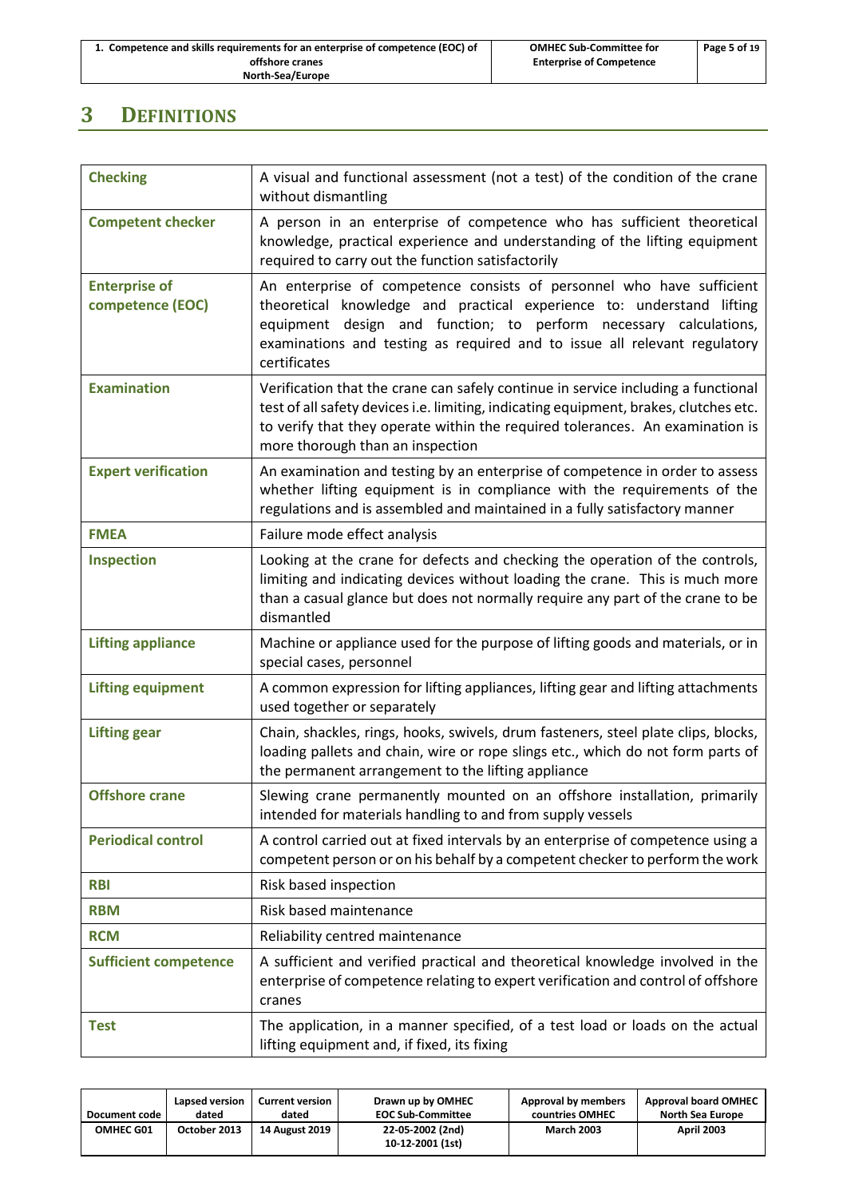# 3 DEFINITIONS

| Term | Definition |
|---|---|
| **Checking** | A visual and functional assessment (not a test) of the condition of the crane without dismantling |
| **Competent checker** | A person in an enterprise of competence who has sufficient theoretical knowledge, practical experience and understanding of the lifting equipment required to carry out the function satisfactorily |
| **Enterprise of competence (EOC)** | An enterprise of competence consists of personnel who have sufficient theoretical knowledge and practical experience to: understand lifting equipment design and function; to perform necessary calculations, examinations and testing as required and to issue all relevant regulatory certificates |
| **Examination** | Verification that the crane can safely continue in service including a functional test of all safety devices i.e. limiting, indicating equipment, brakes, clutches etc. to verify that they operate within the required tolerances. An examination is more thorough than an inspection |
| **Expert verification** | An examination and testing by an enterprise of competence in order to assess whether lifting equipment is in compliance with the requirements of the regulations and is assembled and maintained in a fully satisfactory manner |
| **FMEA** | Failure mode effect analysis |
| **Inspection** | Looking at the crane for defects and checking the operation of the controls, limiting and indicating devices without loading the crane. This is much more than a casual glance but does not normally require any part of the crane to be dismantled |
| **Lifting appliance** | Machine or appliance used for the purpose of lifting goods and materials, or in special cases, personnel |
| **Lifting equipment** | A common expression for lifting appliances, lifting gear and lifting attachments used together or separately |
| **Lifting gear** | Chain, shackles, rings, hooks, swivels, drum fasteners, steel plate clips, blocks, loading pallets and chain, wire or rope slings etc., which do not form parts of the permanent arrangement to the lifting appliance |
| **Offshore crane** | Slewing crane permanently mounted on an offshore installation, primarily intended for materials handling to and from supply vessels |
| **Periodical control** | A control carried out at fixed intervals by an enterprise of competence using a competent person or on his behalf by a competent checker to perform the work |
| **RBI** | Risk based inspection |
| **RBM** | Risk based maintenance |
| **RCM** | Reliability centred maintenance |
| **Sufficient competence** | A sufficient and verified practical and theoretical knowledge involved in the enterprise of competence relating to expert verification and control of offshore cranes |
| **Test** | The application, in a manner specified, of a test load or loads on the actual lifting equipment and, if fixed, its fixing |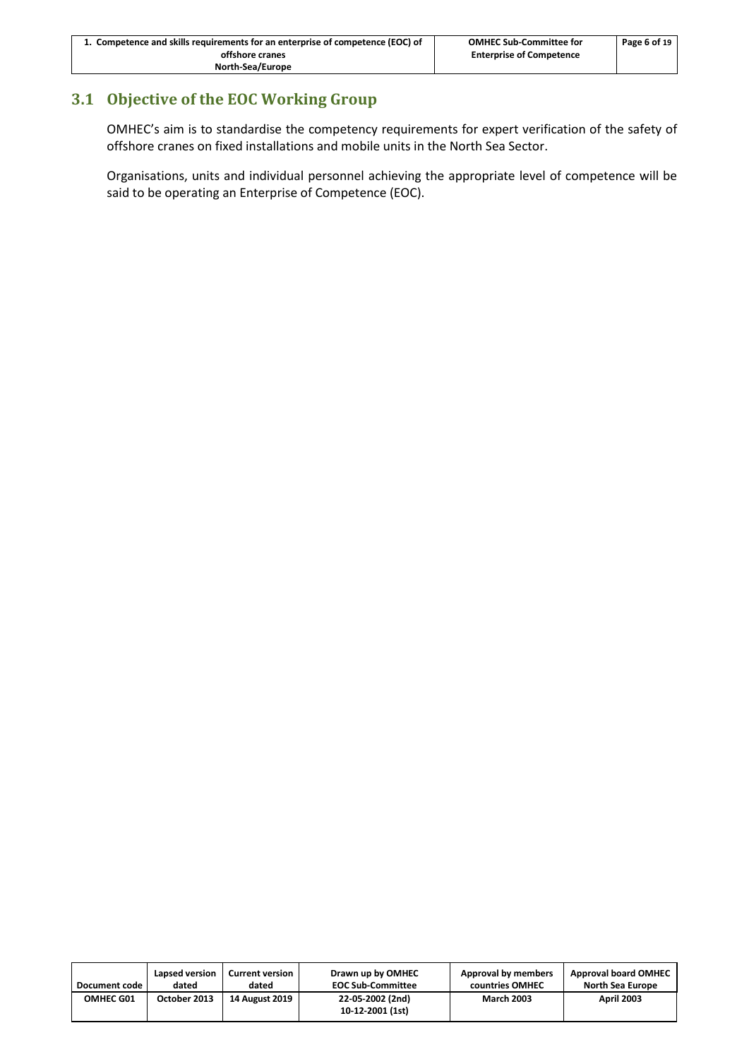## 3.1 Objective of the EOC Working Group

OMHEC's aim is to standardise the competency requirements for expert verification of the safety of offshore cranes on fixed installations and mobile units in the North Sea Sector.

Organisations, units and individual personnel achieving the appropriate level of competence will be said to be operating an Enterprise of Competence (EOC).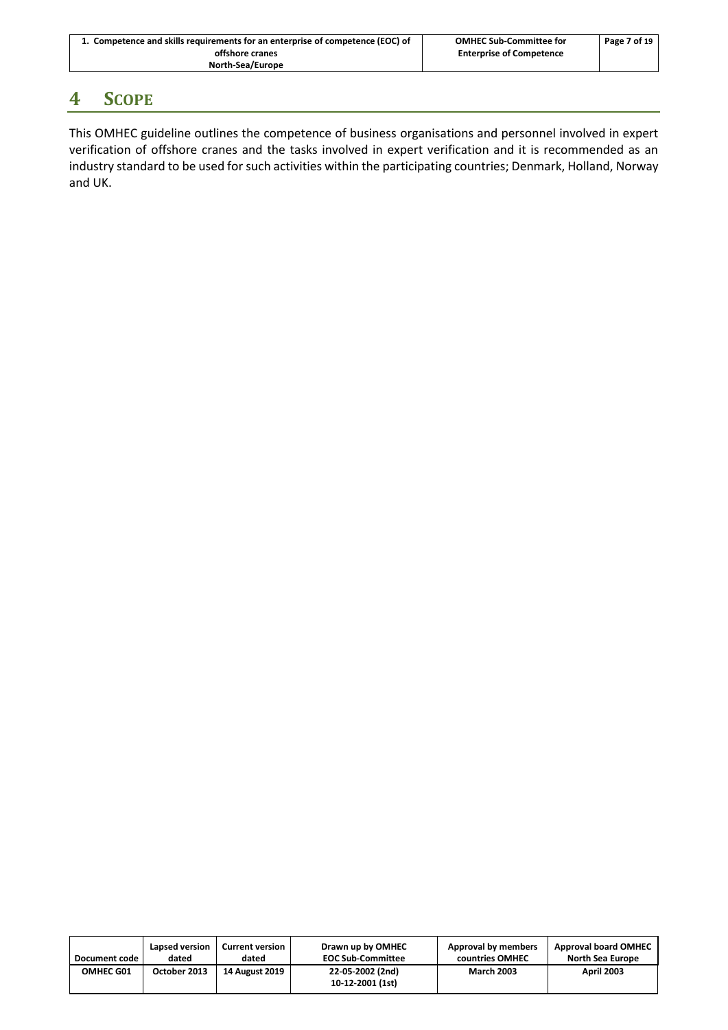# 4 SCOPE

This OMHEC guideline outlines the competence of business organisations and personnel involved in expert verification of offshore cranes and the tasks involved in expert verification and it is recommended as an industry standard to be used for such activities within the participating countries; Denmark, Holland, Norway and UK.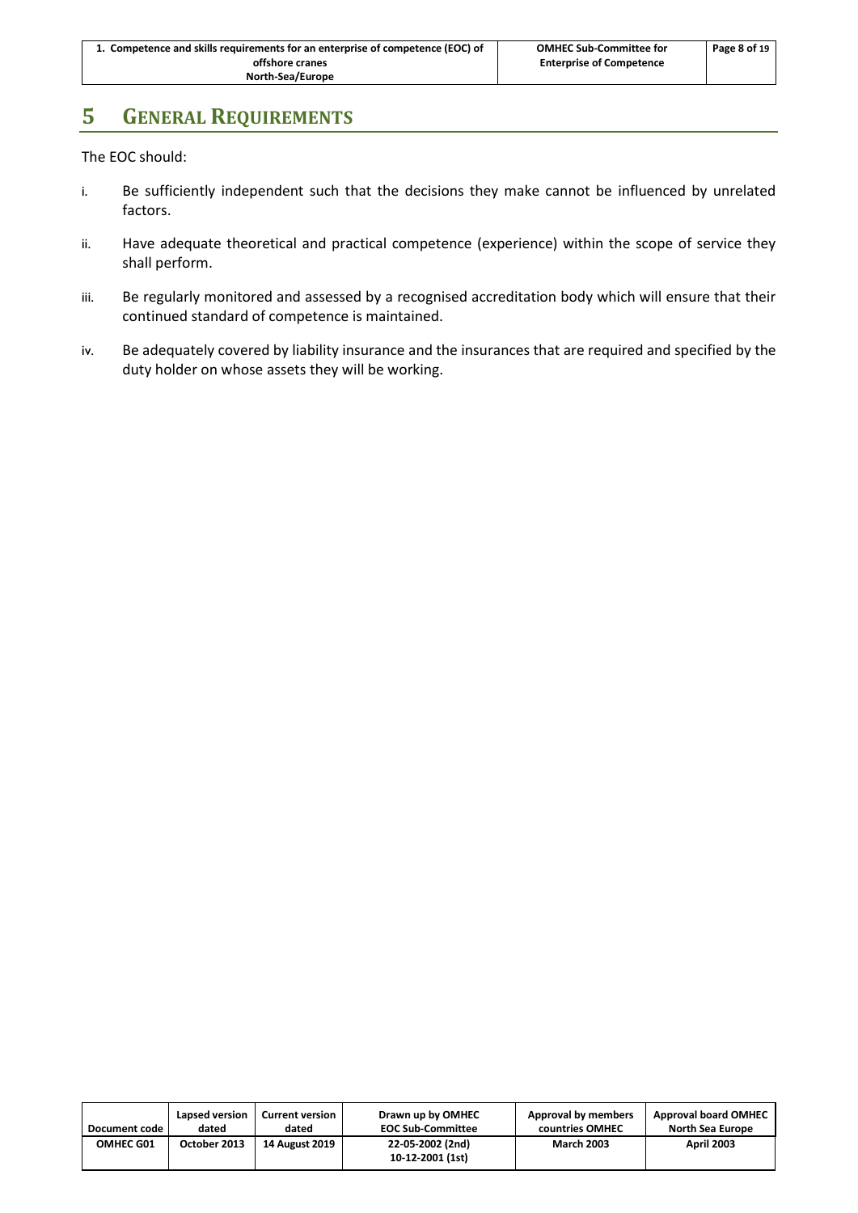# 5 General Requirements

The EOC should:

i. Be sufficiently independent such that the decisions they make cannot be influenced by unrelated factors.

ii. Have adequate theoretical and practical competence (experience) within the scope of service they shall perform.

iii. Be regularly monitored and assessed by a recognised accreditation body which will ensure that their continued standard of competence is maintained.

iv. Be adequately covered by liability insurance and the insurances that are required and specified by the duty holder on whose assets they will be working.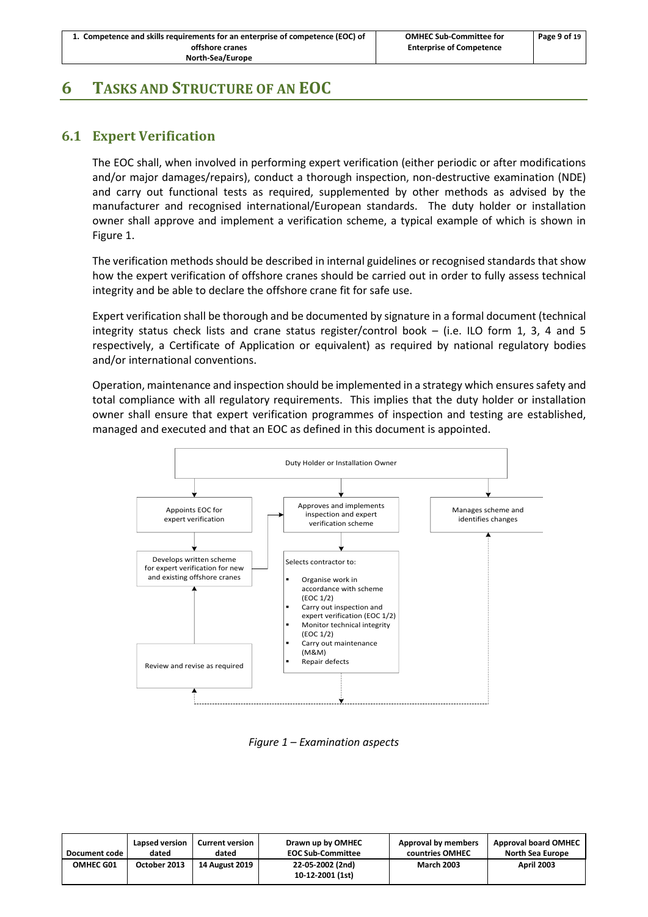# 6 TASKS AND STRUCTURE OF AN EOC

## 6.1 Expert Verification

The EOC shall, when involved in performing expert verification (either periodic or after modifications and/or major damages/repairs), conduct a thorough inspection, non-destructive examination (NDE) and carry out functional tests as required, supplemented by other methods as advised by the manufacturer and recognised international/European standards. The duty holder or installation owner shall approve and implement a verification scheme, a typical example of which is shown in Figure 1.

The verification methods should be described in internal guidelines or recognised standards that show how the expert verification of offshore cranes should be carried out in order to fully assess technical integrity and be able to declare the offshore crane fit for safe use.

Expert verification shall be thorough and be documented by signature in a formal document (technical integrity status check lists and crane status register/control book – (i.e. ILO form 1, 3, 4 and 5 respectively, a Certificate of Application or equivalent) as required by national regulatory bodies and/or international conventions.

Operation, maintenance and inspection should be implemented in a strategy which ensures safety and total compliance with all regulatory requirements. This implies that the duty holder or installation owner shall ensure that expert verification programmes of inspection and testing are established, managed and executed and that an EOC as defined in this document is appointed.

Duty Holder or Installation Owner

- Appoints EOC for expert verification
  - Develops written scheme for expert verification for new and existing offshore cranes
- Approves and implements inspection and expert verification scheme
  - Selects contractor to:
    - Organise work in accordance with scheme (EOC 1/2)
    - Carry out inspection and expert verification (EOC 1/2)
    - Monitor technical integrity (EOC 1/2)
    - Carry out maintenance (M&M)
    - Repair defects
- Manages scheme and identifies changes

Review and revise as required

*Figure 1 – Examination aspects*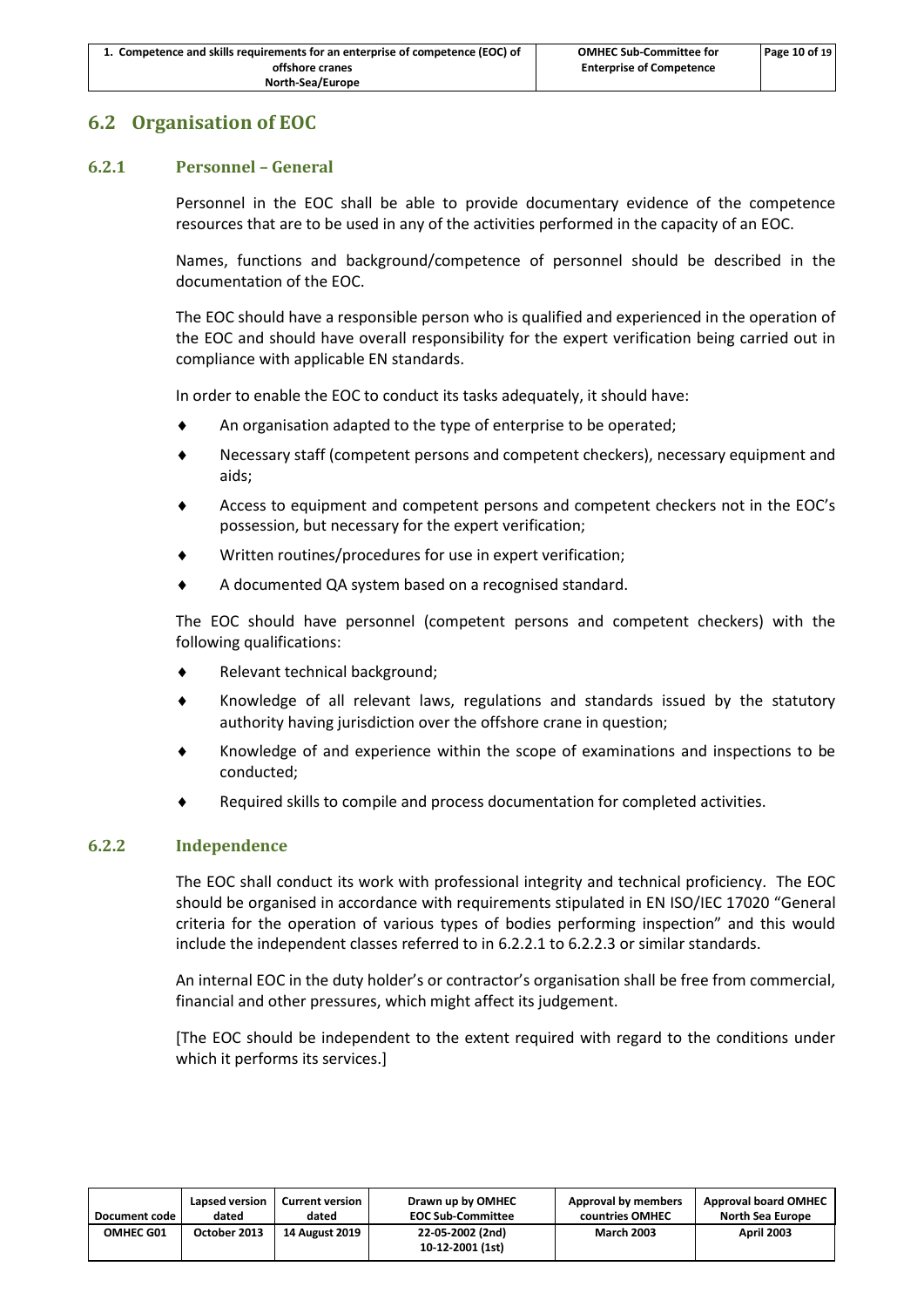## 6.2 Organisation of EOC

### 6.2.1 Personnel – General

Personnel in the EOC shall be able to provide documentary evidence of the competence resources that are to be used in any of the activities performed in the capacity of an EOC.

Names, functions and background/competence of personnel should be described in the documentation of the EOC.

The EOC should have a responsible person who is qualified and experienced in the operation of the EOC and should have overall responsibility for the expert verification being carried out in compliance with applicable EN standards.

In order to enable the EOC to conduct its tasks adequately, it should have:

- An organisation adapted to the type of enterprise to be operated;
- Necessary staff (competent persons and competent checkers), necessary equipment and aids;
- Access to equipment and competent persons and competent checkers not in the EOC's possession, but necessary for the expert verification;
- Written routines/procedures for use in expert verification;
- A documented QA system based on a recognised standard.

The EOC should have personnel (competent persons and competent checkers) with the following qualifications:

- Relevant technical background;
- Knowledge of all relevant laws, regulations and standards issued by the statutory authority having jurisdiction over the offshore crane in question;
- Knowledge of and experience within the scope of examinations and inspections to be conducted;
- Required skills to compile and process documentation for completed activities.

### 6.2.2 Independence

The EOC shall conduct its work with professional integrity and technical proficiency. The EOC should be organised in accordance with requirements stipulated in EN ISO/IEC 17020 "General criteria for the operation of various types of bodies performing inspection" and this would include the independent classes referred to in 6.2.2.1 to 6.2.2.3 or similar standards.

An internal EOC in the duty holder's or contractor's organisation shall be free from commercial, financial and other pressures, which might affect its judgement.

[The EOC should be independent to the extent required with regard to the conditions under which it performs its services.]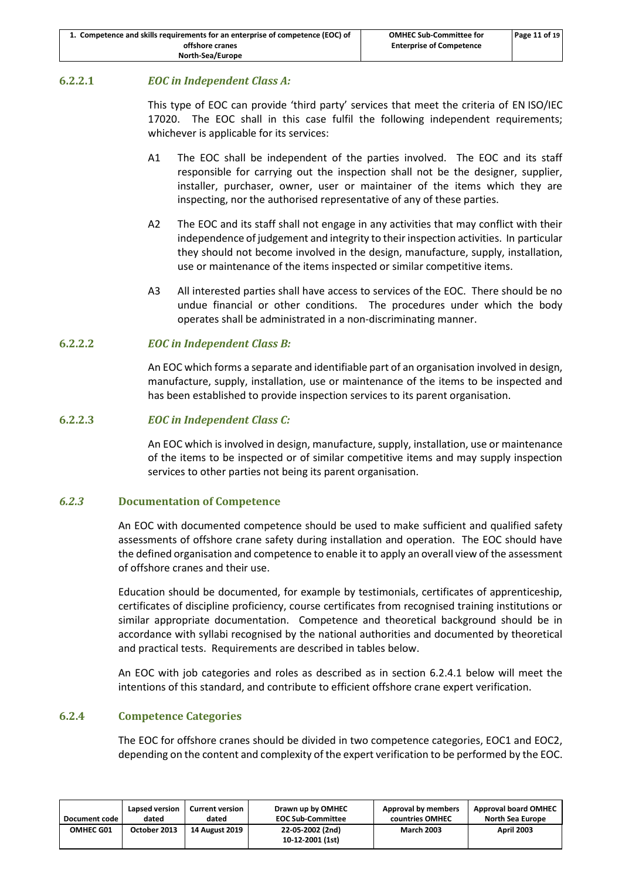#### 6.2.2.1 *EOC in Independent Class A:*

This type of EOC can provide 'third party' services that meet the criteria of EN ISO/IEC 17020. The EOC shall in this case fulfil the following independent requirements; whichever is applicable for its services:

- A1 The EOC shall be independent of the parties involved. The EOC and its staff responsible for carrying out the inspection shall not be the designer, supplier, installer, purchaser, owner, user or maintainer of the items which they are inspecting, nor the authorised representative of any of these parties.
- A2 The EOC and its staff shall not engage in any activities that may conflict with their independence of judgement and integrity to their inspection activities. In particular they should not become involved in the design, manufacture, supply, installation, use or maintenance of the items inspected or similar competitive items.
- A3 All interested parties shall have access to services of the EOC. There should be no undue financial or other conditions. The procedures under which the body operates shall be administrated in a non-discriminating manner.

#### 6.2.2.2 *EOC in Independent Class B:*

An EOC which forms a separate and identifiable part of an organisation involved in design, manufacture, supply, installation, use or maintenance of the items to be inspected and has been established to provide inspection services to its parent organisation.

#### 6.2.2.3 *EOC in Independent Class C:*

An EOC which is involved in design, manufacture, supply, installation, use or maintenance of the items to be inspected or of similar competitive items and may supply inspection services to other parties not being its parent organisation.

### *6.2.3* Documentation of Competence

An EOC with documented competence should be used to make sufficient and qualified safety assessments of offshore crane safety during installation and operation. The EOC should have the defined organisation and competence to enable it to apply an overall view of the assessment of offshore cranes and their use.

Education should be documented, for example by testimonials, certificates of apprenticeship, certificates of discipline proficiency, course certificates from recognised training institutions or similar appropriate documentation. Competence and theoretical background should be in accordance with syllabi recognised by the national authorities and documented by theoretical and practical tests. Requirements are described in tables below.

An EOC with job categories and roles as described as in section 6.2.4.1 below will meet the intentions of this standard, and contribute to efficient offshore crane expert verification.

### 6.2.4 Competence Categories

The EOC for offshore cranes should be divided in two competence categories, EOC1 and EOC2, depending on the content and complexity of the expert verification to be performed by the EOC.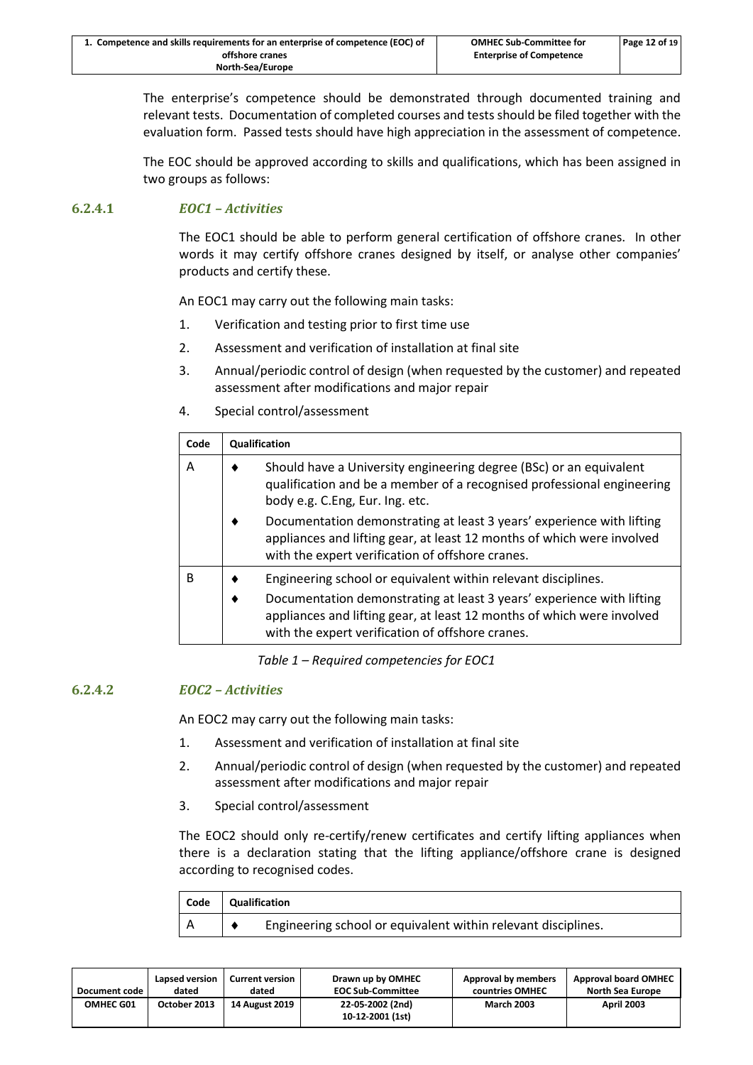The enterprise's competence should be demonstrated through documented training and relevant tests. Documentation of completed courses and tests should be filed together with the evaluation form. Passed tests should have high appreciation in the assessment of competence.

The EOC should be approved according to skills and qualifications, which has been assigned in two groups as follows:

### 6.2.4.1 *EOC1 – Activities*

The EOC1 should be able to perform general certification of offshore cranes. In other words it may certify offshore cranes designed by itself, or analyse other companies' products and certify these.

An EOC1 may carry out the following main tasks:

1. Verification and testing prior to first time use
2. Assessment and verification of installation at final site
3. Annual/periodic control of design (when requested by the customer) and repeated assessment after modifications and major repair
4. Special control/assessment

| Code | Qualification |
|---|---|
| A | ♦ Should have a University engineering degree (BSc) or an equivalent qualification and be a member of a recognised professional engineering body e.g. C.Eng, Eur. Ing. etc.<br>♦ Documentation demonstrating at least 3 years' experience with lifting appliances and lifting gear, at least 12 months of which were involved with the expert verification of offshore cranes. |
| B | ♦ Engineering school or equivalent within relevant disciplines.<br>♦ Documentation demonstrating at least 3 years' experience with lifting appliances and lifting gear, at least 12 months of which were involved with the expert verification of offshore cranes. |

*Table 1 – Required competencies for EOC1*

### 6.2.4.2 *EOC2 – Activities*

An EOC2 may carry out the following main tasks:

1. Assessment and verification of installation at final site
2. Annual/periodic control of design (when requested by the customer) and repeated assessment after modifications and major repair
3. Special control/assessment

The EOC2 should only re-certify/renew certificates and certify lifting appliances when there is a declaration stating that the lifting appliance/offshore crane is designed according to recognised codes.

| Code | Qualification |
|---|---|
| A | ♦ Engineering school or equivalent within relevant disciplines. |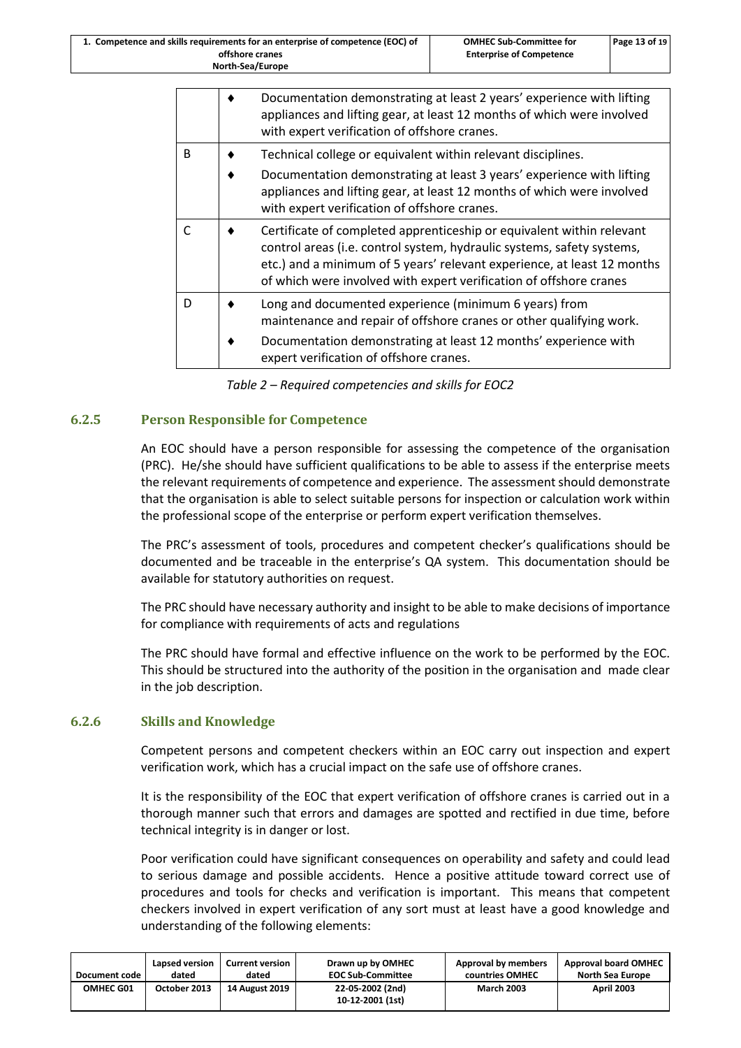| | |
|---|---|
| | ♦ Documentation demonstrating at least 2 years' experience with lifting appliances and lifting gear, at least 12 months of which were involved with expert verification of offshore cranes. |
| B | ♦ Technical college or equivalent within relevant disciplines.<br>♦ Documentation demonstrating at least 3 years' experience with lifting appliances and lifting gear, at least 12 months of which were involved with expert verification of offshore cranes. |
| C | ♦ Certificate of completed apprenticeship or equivalent within relevant control areas (i.e. control system, hydraulic systems, safety systems, etc.) and a minimum of 5 years' relevant experience, at least 12 months of which were involved with expert verification of offshore cranes |
| D | ♦ Long and documented experience (minimum 6 years) from maintenance and repair of offshore cranes or other qualifying work.<br>♦ Documentation demonstrating at least 12 months' experience with expert verification of offshore cranes. |

*Table 2 – Required competencies and skills for EOC2*

### 6.2.5 Person Responsible for Competence

An EOC should have a person responsible for assessing the competence of the organisation (PRC). He/she should have sufficient qualifications to be able to assess if the enterprise meets the relevant requirements of competence and experience. The assessment should demonstrate that the organisation is able to select suitable persons for inspection or calculation work within the professional scope of the enterprise or perform expert verification themselves.

The PRC's assessment of tools, procedures and competent checker's qualifications should be documented and be traceable in the enterprise's QA system. This documentation should be available for statutory authorities on request.

The PRC should have necessary authority and insight to be able to make decisions of importance for compliance with requirements of acts and regulations

The PRC should have formal and effective influence on the work to be performed by the EOC. This should be structured into the authority of the position in the organisation and made clear in the job description.

### 6.2.6 Skills and Knowledge

Competent persons and competent checkers within an EOC carry out inspection and expert verification work, which has a crucial impact on the safe use of offshore cranes.

It is the responsibility of the EOC that expert verification of offshore cranes is carried out in a thorough manner such that errors and damages are spotted and rectified in due time, before technical integrity is in danger or lost.

Poor verification could have significant consequences on operability and safety and could lead to serious damage and possible accidents. Hence a positive attitude toward correct use of procedures and tools for checks and verification is important. This means that competent checkers involved in expert verification of any sort must at least have a good knowledge and understanding of the following elements: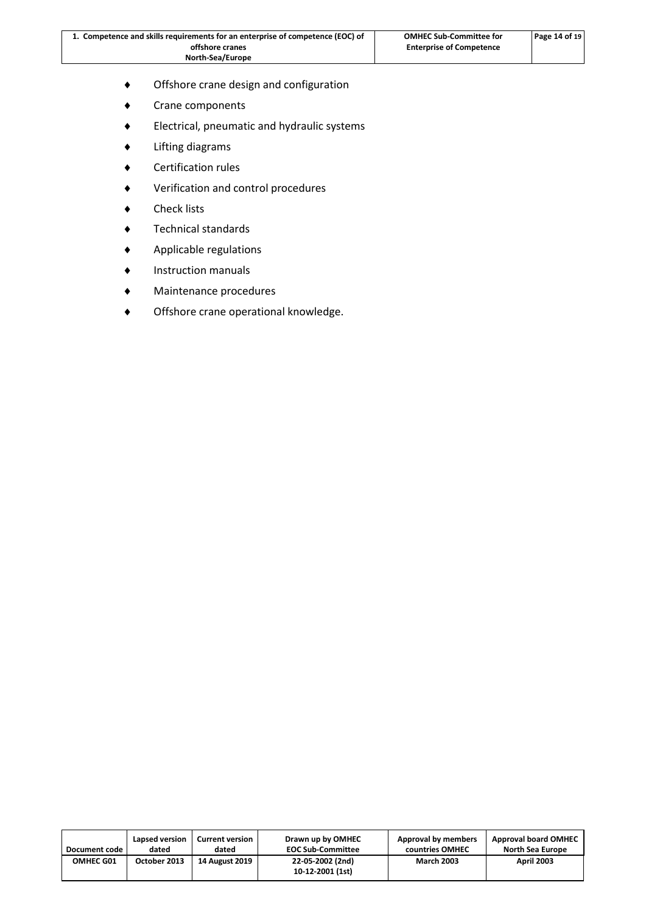- Offshore crane design and configuration
- Crane components
- Electrical, pneumatic and hydraulic systems
- Lifting diagrams
- Certification rules
- Verification and control procedures
- Check lists
- Technical standards
- Applicable regulations
- Instruction manuals
- Maintenance procedures
- Offshore crane operational knowledge.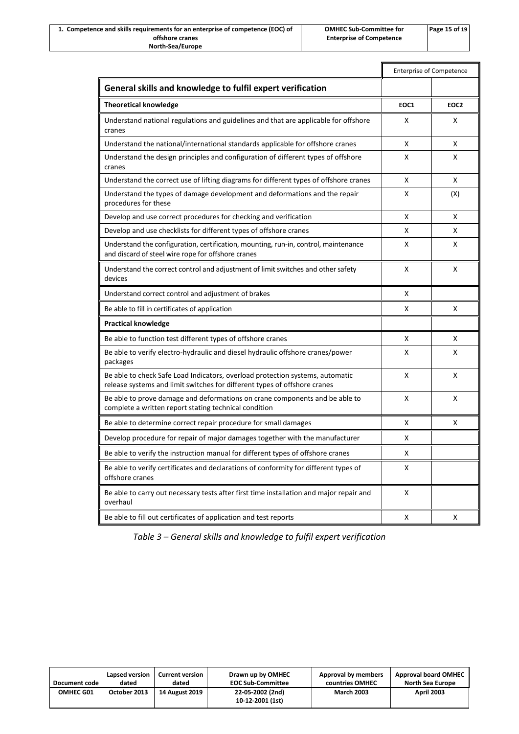| | Enterprise of Competence | |
|---|---|---|
| **General skills and knowledge to fulfil expert verification** | | |
| **Theoretical knowledge** | **EOC1** | **EOC2** |
| Understand national regulations and guidelines and that are applicable for offshore cranes | X | X |
| Understand the national/international standards applicable for offshore cranes | X | X |
| Understand the design principles and configuration of different types of offshore cranes | X | X |
| Understand the correct use of lifting diagrams for different types of offshore cranes | X | X |
| Understand the types of damage development and deformations and the repair procedures for these | X | (X) |
| Develop and use correct procedures for checking and verification | X | X |
| Develop and use checklists for different types of offshore cranes | X | X |
| Understand the configuration, certification, mounting, run-in, control, maintenance and discard of steel wire rope for offshore cranes | X | X |
| Understand the correct control and adjustment of limit switches and other safety devices | X | X |
| Understand correct control and adjustment of brakes | X | |
| Be able to fill in certificates of application | X | X |
| **Practical knowledge** | | |
| Be able to function test different types of offshore cranes | X | X |
| Be able to verify electro-hydraulic and diesel hydraulic offshore cranes/power packages | X | X |
| Be able to check Safe Load Indicators, overload protection systems, automatic release systems and limit switches for different types of offshore cranes | X | X |
| Be able to prove damage and deformations on crane components and be able to complete a written report stating technical condition | X | X |
| Be able to determine correct repair procedure for small damages | X | X |
| Develop procedure for repair of major damages together with the manufacturer | X | |
| Be able to verify the instruction manual for different types of offshore cranes | X | |
| Be able to verify certificates and declarations of conformity for different types of offshore cranes | X | |
| Be able to carry out necessary tests after first time installation and major repair and overhaul | X | |
| Be able to fill out certificates of application and test reports | X | X |

*Table 3 – General skills and knowledge to fulfil expert verification*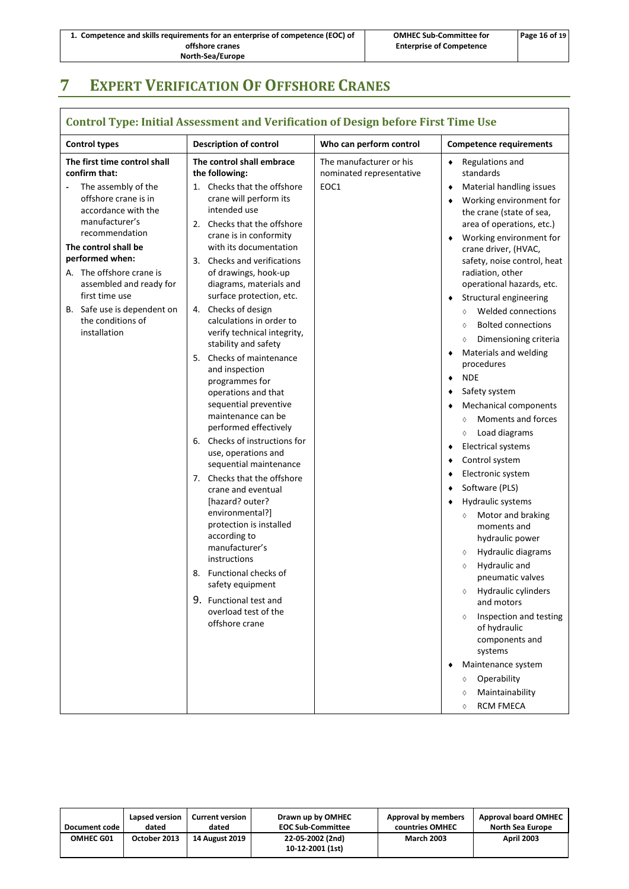# 7 EXPERT VERIFICATION OF OFFSHORE CRANES

| Control Type: Initial Assessment and Verification of Design before First Time Use | | | |
|---|---|---|---|
| **Control types** | **Description of control** | **Who can perform control** | **Competence requirements** |
| **The first time control shall confirm that:**<br>- The assembly of the offshore crane is in accordance with the manufacturer's recommendation<br>**The control shall be performed when:**<br>A. The offshore crane is assembled and ready for first time use<br>B. Safe use is dependent on the conditions of installation | **The control shall embrace the following:**<br>1. Checks that the offshore crane will perform its intended use<br>2. Checks that the offshore crane is in conformity with its documentation<br>3. Checks and verifications of drawings, hook-up diagrams, materials and surface protection, etc.<br>4. Checks of design calculations in order to verify technical integrity, stability and safety<br>5. Checks of maintenance and inspection programmes for operations and that sequential preventive maintenance can be performed effectively<br>6. Checks of instructions for use, operations and sequential maintenance<br>7. Checks that the offshore crane and eventual [hazard? outer? environmental?] protection is installed according to manufacturer's instructions<br>8. Functional checks of safety equipment<br>9. Functional test and overload test of the offshore crane | The manufacturer or his nominated representative<br>EOC1 | ♦ Regulations and standards<br>♦ Material handling issues<br>♦ Working environment for the crane (state of sea, area of operations, etc.)<br>♦ Working environment for crane driver, (HVAC, safety, noise control, heat radiation, other operational hazards, etc.<br>♦ Structural engineering<br>◊ Welded connections<br>◊ Bolted connections<br>◊ Dimensioning criteria<br>♦ Materials and welding procedures<br>♦ NDE<br>♦ Safety system<br>♦ Mechanical components<br>◊ Moments and forces<br>◊ Load diagrams<br>♦ Electrical systems<br>♦ Control system<br>♦ Electronic system<br>♦ Software (PLS)<br>♦ Hydraulic systems<br>◊ Motor and braking moments and hydraulic power<br>◊ Hydraulic diagrams<br>◊ Hydraulic and pneumatic valves<br>◊ Hydraulic cylinders and motors<br>◊ Inspection and testing of hydraulic components and systems<br>♦ Maintenance system<br>◊ Operability<br>◊ Maintainability<br>◊ RCM FMECA |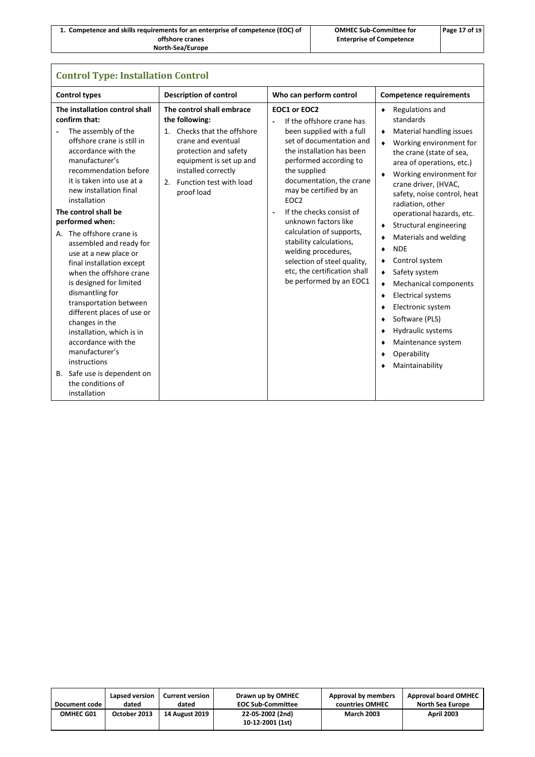## Control Type: Installation Control

| Control types | Description of control | Who can perform control | Competence requirements |
|---|---|---|---|
| **The installation control shall confirm that:**<br>- The assembly of the offshore crane is still in accordance with the manufacturer's recommendation before it is taken into use at a new installation final installation<br>**The control shall be performed when:**<br>A. The offshore crane is assembled and ready for use at a new place or final installation except when the offshore crane is designed for limited dismantling for transportation between different places of use or changes in the installation, which is in accordance with the manufacturer's instructions<br>B. Safe use is dependent on the conditions of installation | **The control shall embrace the following:**<br>1. Checks that the offshore crane and eventual protection and safety equipment is set up and installed correctly<br>2. Function test with load proof load | **EOC1 or EOC2**<br>- If the offshore crane has been supplied with a full set of documentation and the installation has been performed according to the supplied documentation, the crane may be certified by an EOC2<br>- If the checks consist of unknown factors like calculation of supports, stability calculations, welding procedures, selection of steel quality, etc, the certification shall be performed by an EOC1 | ♦ Regulations and standards<br>♦ Material handling issues<br>♦ Working environment for the crane (state of sea, area of operations, etc.)<br>♦ Working environment for crane driver, (HVAC, safety, noise control, heat radiation, other operational hazards, etc.<br>♦ Structural engineering<br>♦ Materials and welding<br>♦ NDE<br>♦ Control system<br>♦ Safety system<br>♦ Mechanical components<br>♦ Electrical systems<br>♦ Electronic system<br>♦ Software (PLS)<br>♦ Hydraulic systems<br>♦ Maintenance system<br>♦ Operability<br>♦ Maintainability |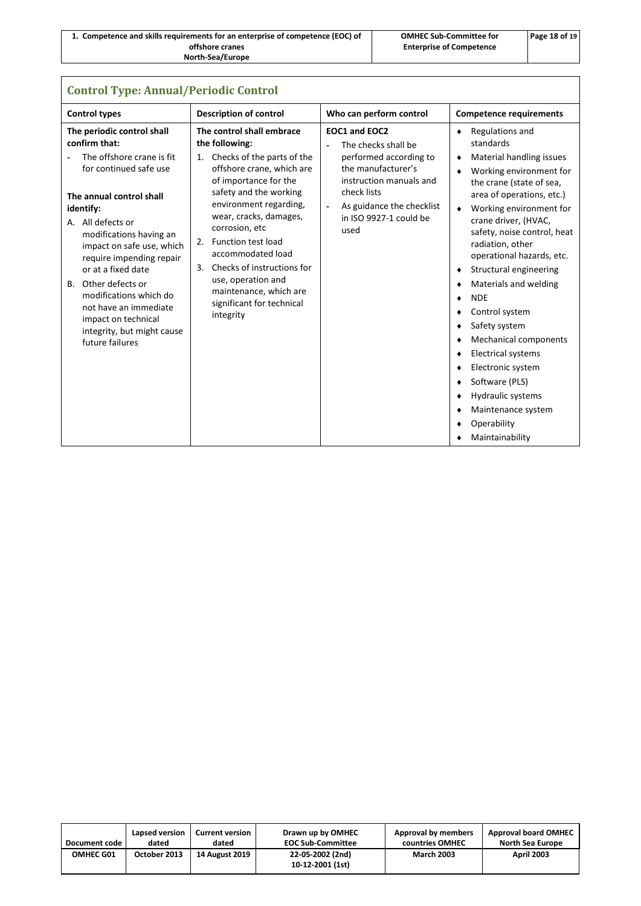## Control Type: Annual/Periodic Control

| Control types | Description of control | Who can perform control | Competence requirements |
|---|---|---|---|
| **The periodic control shall confirm that:**<br>- The offshore crane is fit for continued safe use<br><br>**The annual control shall identify:**<br>A. All defects or modifications having an impact on safe use, which require impending repair or at a fixed date<br>B. Other defects or modifications which do not have an immediate impact on technical integrity, but might cause future failures | **The control shall embrace the following:**<br>1. Checks of the parts of the offshore crane, which are of importance for the safety and the working environment regarding, wear, cracks, damages, corrosion, etc<br>2. Function test load accommodated load<br>3. Checks of instructions for use, operation and maintenance, which are significant for technical integrity | **EOC1 and EOC2**<br>- The checks shall be performed according to the manufacturer's instruction manuals and check lists<br>- As guidance the checklist in ISO 9927-1 could be used | ♦ Regulations and standards<br>♦ Material handling issues<br>♦ Working environment for the crane (state of sea, area of operations, etc.)<br>♦ Working environment for crane driver, (HVAC, safety, noise control, heat radiation, other operational hazards, etc.<br>♦ Structural engineering<br>♦ Materials and welding<br>♦ NDE<br>♦ Control system<br>♦ Safety system<br>♦ Mechanical components<br>♦ Electrical systems<br>♦ Electronic system<br>♦ Software (PLS)<br>♦ Hydraulic systems<br>♦ Maintenance system<br>♦ Operability<br>♦ Maintainability |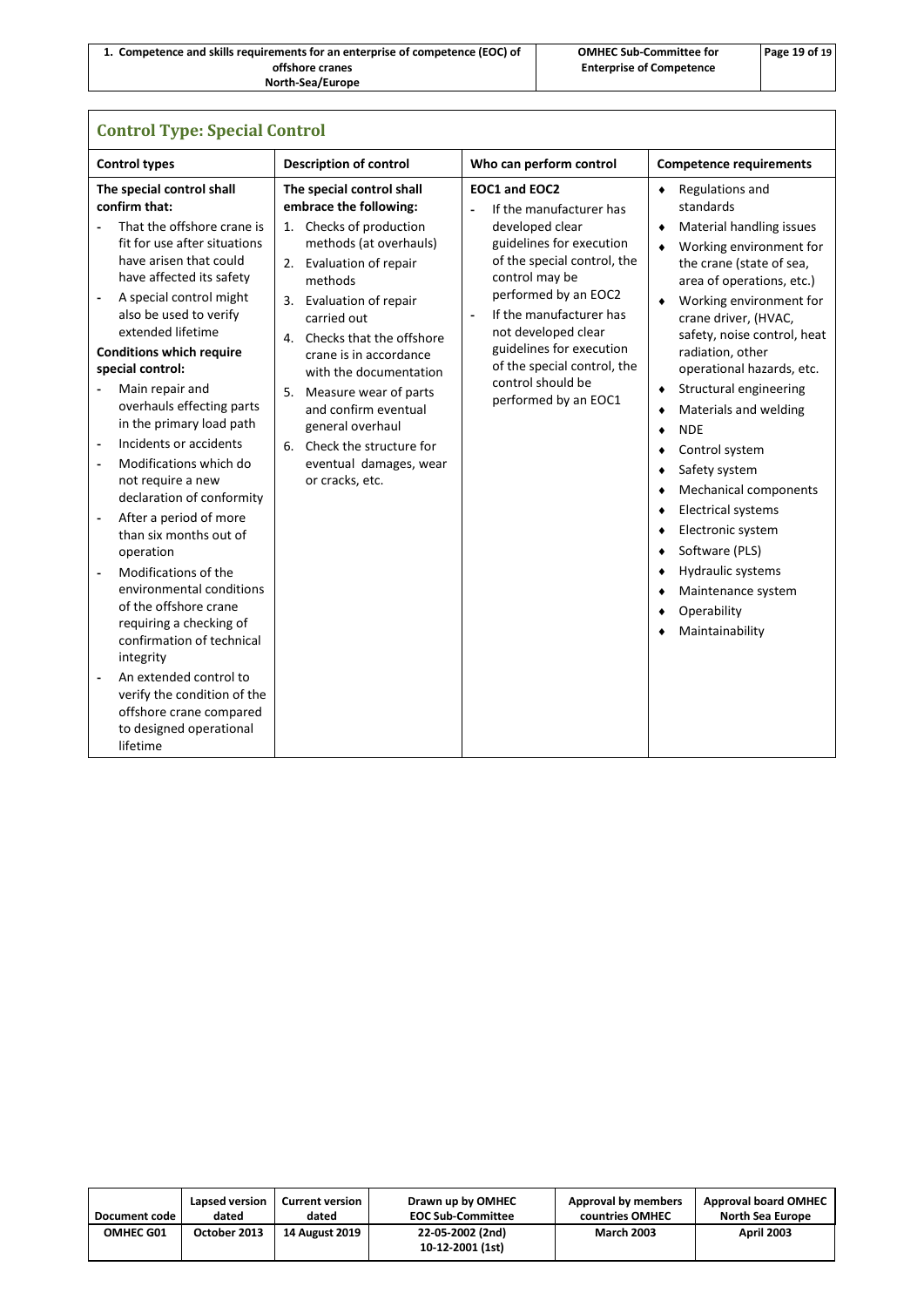## Control Type: Special Control

| Control types | Description of control | Who can perform control | Competence requirements |
|---|---|---|---|
| **The special control shall confirm that:**<br>- That the offshore crane is fit for use after situations have arisen that could have affected its safety<br>- A special control might also be used to verify extended lifetime<br>**Conditions which require special control:**<br>- Main repair and overhauls effecting parts in the primary load path<br>- Incidents or accidents<br>- Modifications which do not require a new declaration of conformity<br>- After a period of more than six months out of operation<br>- Modifications of the environmental conditions of the offshore crane requiring a checking of confirmation of technical integrity<br>- An extended control to verify the condition of the offshore crane compared to designed operational lifetime | **The special control shall embrace the following:**<br>1. Checks of production methods (at overhauls)<br>2. Evaluation of repair methods<br>3. Evaluation of repair carried out<br>4. Checks that the offshore crane is in accordance with the documentation<br>5. Measure wear of parts and confirm eventual general overhaul<br>6. Check the structure for eventual damages, wear or cracks, etc. | **EOC1 and EOC2**<br>- If the manufacturer has developed clear guidelines for execution of the special control, the control may be performed by an EOC2<br>- If the manufacturer has not developed clear guidelines for execution of the special control, the control should be performed by an EOC1 | ♦ Regulations and standards<br>♦ Material handling issues<br>♦ Working environment for the crane (state of sea, area of operations, etc.)<br>♦ Working environment for crane driver, (HVAC, safety, noise control, heat radiation, other operational hazards, etc.<br>♦ Structural engineering<br>♦ Materials and welding<br>♦ NDE<br>♦ Control system<br>♦ Safety system<br>♦ Mechanical components<br>♦ Electrical systems<br>♦ Electronic system<br>♦ Software (PLS)<br>♦ Hydraulic systems<br>♦ Maintenance system<br>♦ Operability<br>♦ Maintainability |